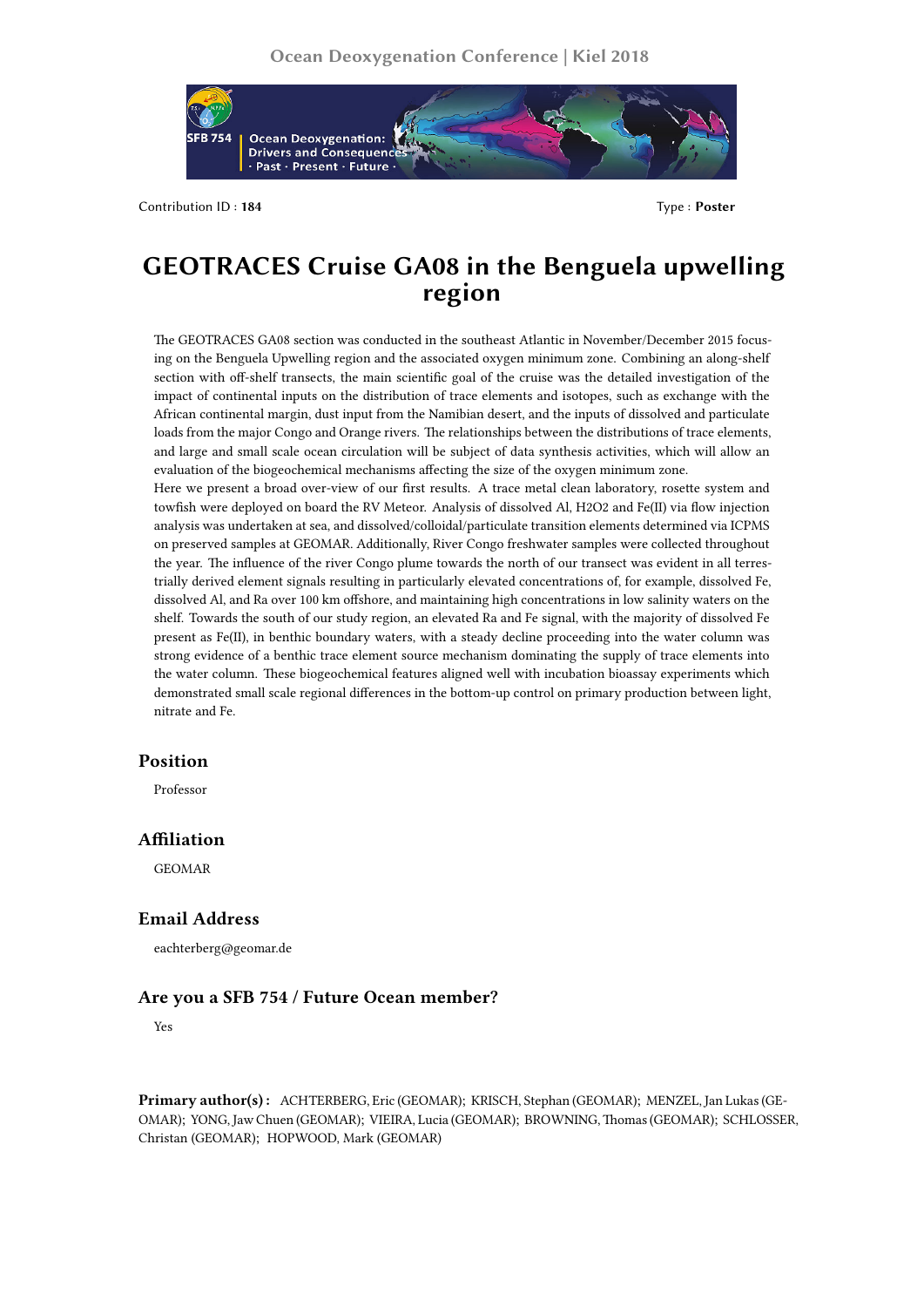Contribution ID : **184**

Type : **Poster**

# GEOTRACES Cruise GA08 in the Benguela upwelling region

The GEOTRACES GA08 section was conducted in the southeast Atlantic in November/December 2015 focusing on the Benguela Upwelling region and the associated oxygen minimum zone. Combining an along-shelf section with off-shelf transects, the main scientific goal of the cruise was the detailed investigation of the impact of continental inputs on the distribution of trace elements and isotopes, such as exchange with the African continental margin, dust input from the Namibian desert, and the inputs of dissolved and particulate loads from the major Congo and Orange rivers. The relationships between the distributions of trace elements, and large and small scale ocean circulation will be subject of data synthesis activities, which will allow an evaluation of the biogeochemical mechanisms affecting the size of the oxygen minimum zone.

Here we present a broad over-view of our first results. A trace metal clean laboratory, rosette system and towfish were deployed on board the RV Meteor. Analysis of dissolved Al, $H_2O_2$ and Fe(II) via flow injection analysis was undertaken at sea, and dissolved/colloidal/particulate transition elements determined via ICPMS on preserved samples at GEOMAR. Additionally, River Congo freshwater samples were collected throughout the year. The influence of the river Congo plume towards the north of our transect was evident in all terrestrially derived element signals resulting in particularly elevated concentrations of, for example, dissolved Fe, dissolved Al, and Ra over 100 km offshore, and maintaining high concentrations in low salinity waters on the shelf. Towards the south of our study region, an elevated Ra and Fe signal, with the majority of dissolved Fe present as Fe(II), in benthic boundary waters, with a steady decline proceeding into the water column was strong evidence of a benthic trace element source mechanism dominating the supply of trace elements into the water column. These biogeochemical features aligned well with incubation bioassay experiments which demonstrated small scale regional differences in the bottom-up control on primary production between light, nitrate and Fe.

## Position

Professor

## Affiliation

GEOMAR

## Email Address

eachterberg@geomar.de

## Are you a SFB 754 / Future Ocean member?

Yes

**Primary author(s) :** ACHTERBERG, Eric (GEOMAR); KRISCH, Stephan (GEOMAR); MENZEL, Jan Lukas (GEOMAR); YONG, Jaw Chuen (GEOMAR); VIEIRA, Lucia (GEOMAR); BROWNING, Thomas (GEOMAR); SCHLOSSER, Christan (GEOMAR); HOPWOOD, Mark (GEOMAR)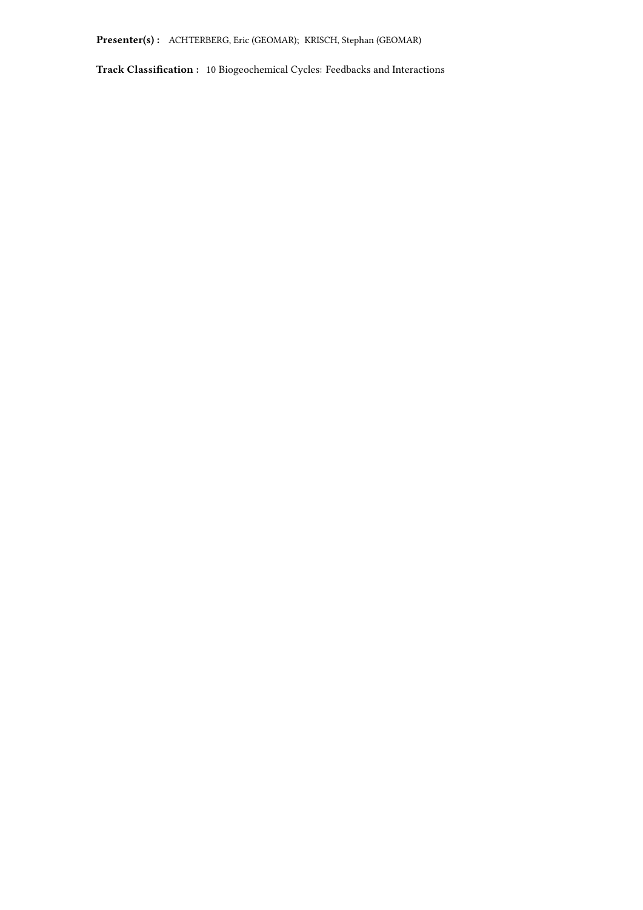**Presenter(s) :** ACHTERBERG, Eric (GEOMAR); KRISCH, Stephan (GEOMAR)

**Track Classification :** 10 Biogeochemical Cycles: Feedbacks and Interactions